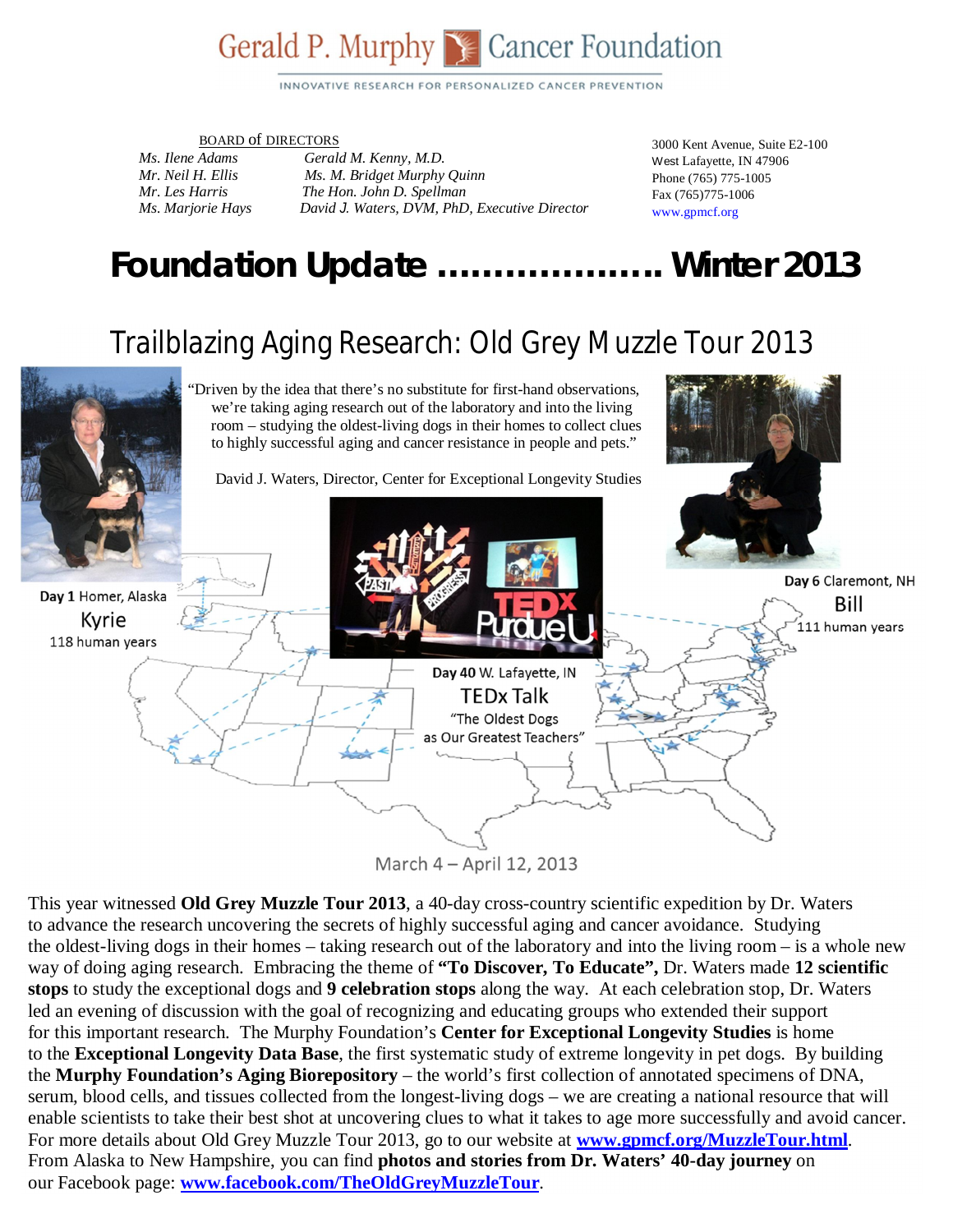# Gerald P. Murphy Cancer Foundation

INNOVATIVE RESEARCH FOR PERSONALIZED CANCER PREVENTION

BOARD of DIRECTORS

*Ms. Ilene Adams*
*Mr. Neil H. Ellis*
*Mr. Les Harris*
*Ms. Marjorie Hays*
*Gerald M. Kenny, M.D.*
*Ms. M. Bridget Murphy Quinn*
*The Hon. John D. Spellman*
*David J. Waters, DVM, PhD, Executive Director*

3000 Kent Avenue, Suite E2-100
West Lafayette, IN 47906
Phone (765) 775-1005
Fax (765)775-1006
www.gpmcf.org

# Foundation Update ……………….. Winter 2013

## Trailblazing Aging Research: Old Grey Muzzle Tour 2013

"Driven by the idea that there's no substitute for first-hand observations, we're taking aging research out of the laboratory and into the living room – studying the oldest-living dogs in their homes to collect clues to highly successful aging and cancer resistance in people and pets."

David J. Waters, Director, Center for Exceptional Longevity Studies

**Day 1** Homer, Alaska
Kyrie
118 human years

**Day 6** Claremont, NH
Bill
111 human years

**Day 40** W. Lafayette, IN
TEDx Talk
"The Oldest Dogs as Our Greatest Teachers"

March 4 – April 12, 2013

This year witnessed **Old Grey Muzzle Tour 2013**, a 40-day cross-country scientific expedition by Dr. Waters to advance the research uncovering the secrets of highly successful aging and cancer avoidance. Studying the oldest-living dogs in their homes – taking research out of the laboratory and into the living room – is a whole new way of doing aging research. Embracing the theme of **"To Discover, To Educate"**, Dr. Waters made **12 scientific stops** to study the exceptional dogs and **9 celebration stops** along the way. At each celebration stop, Dr. Waters led an evening of discussion with the goal of recognizing and educating groups who extended their support for this important research. The Murphy Foundation's **Center for Exceptional Longevity Studies** is home to the **Exceptional Longevity Data Base**, the first systematic study of extreme longevity in pet dogs. By building the **Murphy Foundation's Aging Biorepository** – the world's first collection of annotated specimens of DNA, serum, blood cells, and tissues collected from the longest-living dogs – we are creating a national resource that will enable scientists to take their best shot at uncovering clues to what it takes to age more successfully and avoid cancer. For more details about Old Grey Muzzle Tour 2013, go to our website at **www.gpmcf.org/MuzzleTour.html**. From Alaska to New Hampshire, you can find **photos and stories from Dr. Waters' 40-day journey** on our Facebook page: **www.facebook.com/TheOldGreyMuzzleTour**.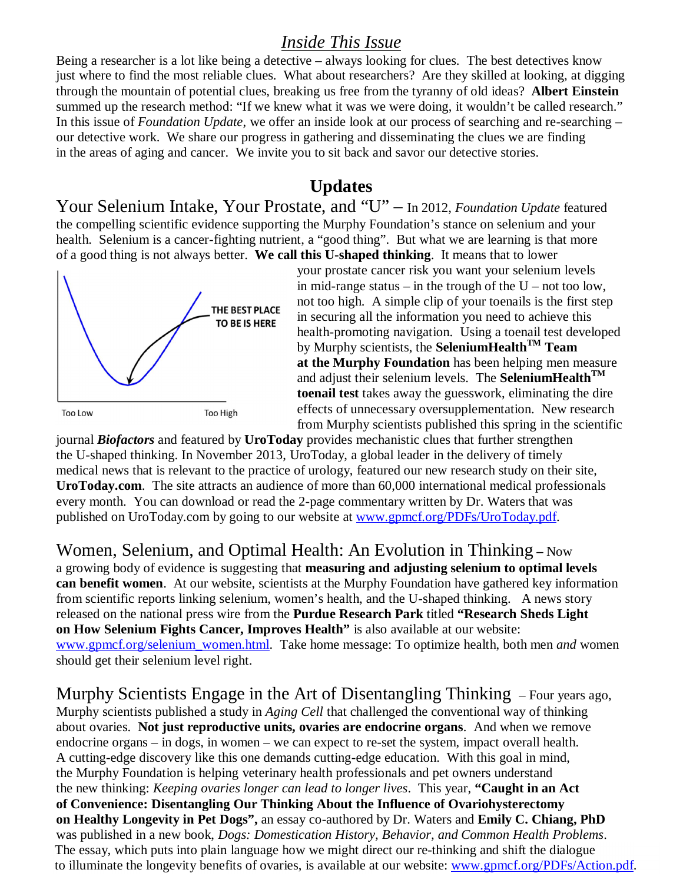## *Inside This Issue*

Being a researcher is a lot like being a detective – always looking for clues. The best detectives know just where to find the most reliable clues. What about researchers? Are they skilled at looking, at digging through the mountain of potential clues, breaking us free from the tyranny of old ideas? **Albert Einstein** summed up the research method: "If we knew what it was we were doing, it wouldn't be called research." In this issue of *Foundation Update*, we offer an inside look at our process of searching and re-searching – our detective work. We share our progress in gathering and disseminating the clues we are finding in the areas of aging and cancer. We invite you to sit back and savor our detective stories.

## Updates

Your Selenium Intake, Your Prostate, and "U" – In 2012, *Foundation Update* featured the compelling scientific evidence supporting the Murphy Foundation's stance on selenium and your health. Selenium is a cancer-fighting nutrient, a "good thing". But what we are learning is that more of a good thing is not always better. **We call this U-shaped thinking**. It means that to lower your prostate cancer risk you want your selenium levels in mid-range status – in the trough of the U – not too low, not too high. A simple clip of your toenails is the first step in securing all the information you need to achieve this health-promoting navigation. Using a toenail test developed by Murphy scientists, the **SeleniumHealth™ Team at the Murphy Foundation** has been helping men measure and adjust their selenium levels. The **SeleniumHealth™ toenail test** takes away the guesswork, eliminating the dire effects of unnecessary oversupplementation. New research from Murphy scientists published this spring in the scientific journal ***Biofactors*** and featured by **UroToday** provides mechanistic clues that further strengthen the U-shaped thinking. In November 2013, UroToday, a global leader in the delivery of timely medical news that is relevant to the practice of urology, featured our new research study on their site, **UroToday.com**. The site attracts an audience of more than 60,000 international medical professionals every month. You can download or read the 2-page commentary written by Dr. Waters that was published on UroToday.com by going to our website at www.gpmcf.org/PDFs/UroToday.pdf.

THE BEST PLACE TO BE IS HERE

Too Low — Too High

Women, Selenium, and Optimal Health: An Evolution in Thinking – Now a growing body of evidence is suggesting that **measuring and adjusting selenium to optimal levels can benefit women**. At our website, scientists at the Murphy Foundation have gathered key information from scientific reports linking selenium, women's health, and the U-shaped thinking. A news story released on the national press wire from the **Purdue Research Park** titled **"Research Sheds Light on How Selenium Fights Cancer, Improves Health"** is also available at our website: www.gpmcf.org/selenium_women.html. Take home message: To optimize health, both men *and* women should get their selenium level right.

Murphy Scientists Engage in the Art of Disentangling Thinking – Four years ago, Murphy scientists published a study in *Aging Cell* that challenged the conventional way of thinking about ovaries. **Not just reproductive units, ovaries are endocrine organs**. And when we remove endocrine organs – in dogs, in women – we can expect to re-set the system, impact overall health. A cutting-edge discovery like this one demands cutting-edge education. With this goal in mind, the Murphy Foundation is helping veterinary health professionals and pet owners understand the new thinking: *Keeping ovaries longer can lead to longer lives*. This year, **"Caught in an Act of Convenience: Disentangling Our Thinking About the Influence of Ovariohysterectomy on Healthy Longevity in Pet Dogs",** an essay co-authored by Dr. Waters and **Emily C. Chiang, PhD** was published in a new book, *Dogs: Domestication History, Behavior, and Common Health Problems*. The essay, which puts into plain language how we might direct our re-thinking and shift the dialogue to illuminate the longevity benefits of ovaries, is available at our website: www.gpmcf.org/PDFs/Action.pdf.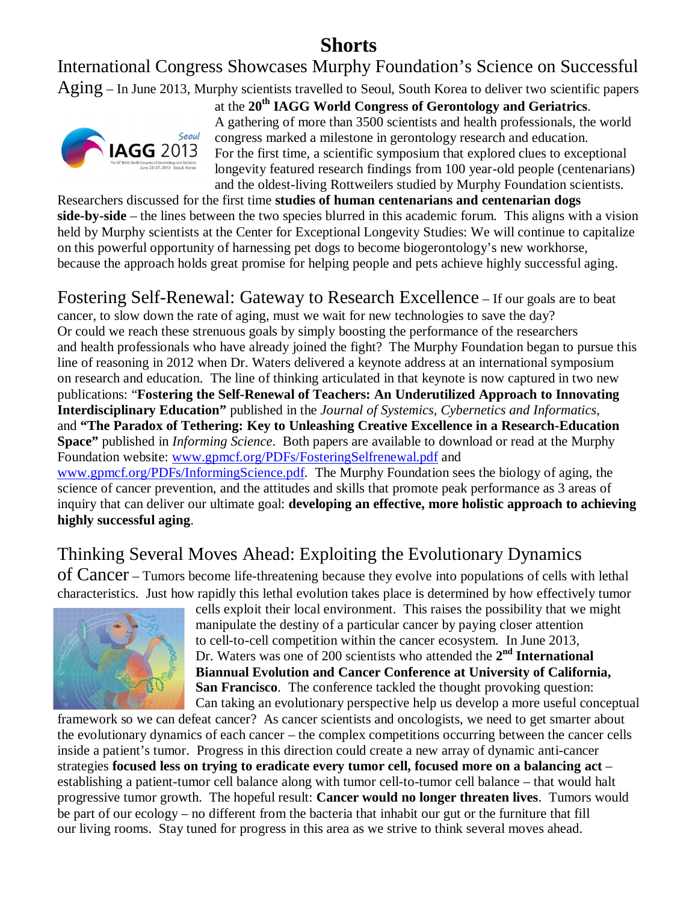# Shorts

International Congress Showcases Murphy Foundation's Science on Successful Aging – In June 2013, Murphy scientists travelled to Seoul, South Korea to deliver two scientific papers at the 20th **IAGG World Congress of Gerontology and Geriatrics**. A gathering of more than 3500 scientists and health professionals, the world congress marked a milestone in gerontology research and education. For the first time, a scientific symposium that explored clues to exceptional longevity featured research findings from 100 year-old people (centenarians) and the oldest-living Rottweilers studied by Murphy Foundation scientists. Researchers discussed for the first time **studies of human centenarians and centenarian dogs side-by-side** – the lines between the two species blurred in this academic forum. This aligns with a vision held by Murphy scientists at the Center for Exceptional Longevity Studies: We will continue to capitalize on this powerful opportunity of harnessing pet dogs to become biogerontology's new workhorse, because the approach holds great promise for helping people and pets achieve highly successful aging.

Fostering Self-Renewal: Gateway to Research Excellence – If our goals are to beat cancer, to slow down the rate of aging, must we wait for new technologies to save the day? Or could we reach these strenuous goals by simply boosting the performance of the researchers and health professionals who have already joined the fight? The Murphy Foundation began to pursue this line of reasoning in 2012 when Dr. Waters delivered a keynote address at an international symposium on research and education. The line of thinking articulated in that keynote is now captured in two new publications: "**Fostering the Self-Renewal of Teachers: An Underutilized Approach to Innovating Interdisciplinary Education"** published in the *Journal of Systemics, Cybernetics and Informatics*, and **"The Paradox of Tethering: Key to Unleashing Creative Excellence in a Research-Education Space"** published in *Informing Science*. Both papers are available to download or read at the Murphy Foundation website: www.gpmcf.org/PDFs/FosteringSelfrenewal.pdf and www.gpmcf.org/PDFs/InformingScience.pdf. The Murphy Foundation sees the biology of aging, the science of cancer prevention, and the attitudes and skills that promote peak performance as 3 areas of inquiry that can deliver our ultimate goal: **developing an effective, more holistic approach to achieving highly successful aging**.

Thinking Several Moves Ahead: Exploiting the Evolutionary Dynamics of Cancer – Tumors become life-threatening because they evolve into populations of cells with lethal characteristics. Just how rapidly this lethal evolution takes place is determined by how effectively tumor cells exploit their local environment. This raises the possibility that we might manipulate the destiny of a particular cancer by paying closer attention to cell-to-cell competition within the cancer ecosystem. In June 2013, Dr. Waters was one of 200 scientists who attended the **2nd International Biannual Evolution and Cancer Conference at University of California, San Francisco**. The conference tackled the thought provoking question: Can taking an evolutionary perspective help us develop a more useful conceptual framework so we can defeat cancer? As cancer scientists and oncologists, we need to get smarter about the evolutionary dynamics of each cancer – the complex competitions occurring between the cancer cells inside a patient's tumor. Progress in this direction could create a new array of dynamic anti-cancer strategies **focused less on trying to eradicate every tumor cell, focused more on a balancing act** – establishing a patient-tumor cell balance along with tumor cell-to-tumor cell balance – that would halt progressive tumor growth. The hopeful result: **Cancer would no longer threaten lives**. Tumors would be part of our ecology – no different from the bacteria that inhabit our gut or the furniture that fill our living rooms. Stay tuned for progress in this area as we strive to think several moves ahead.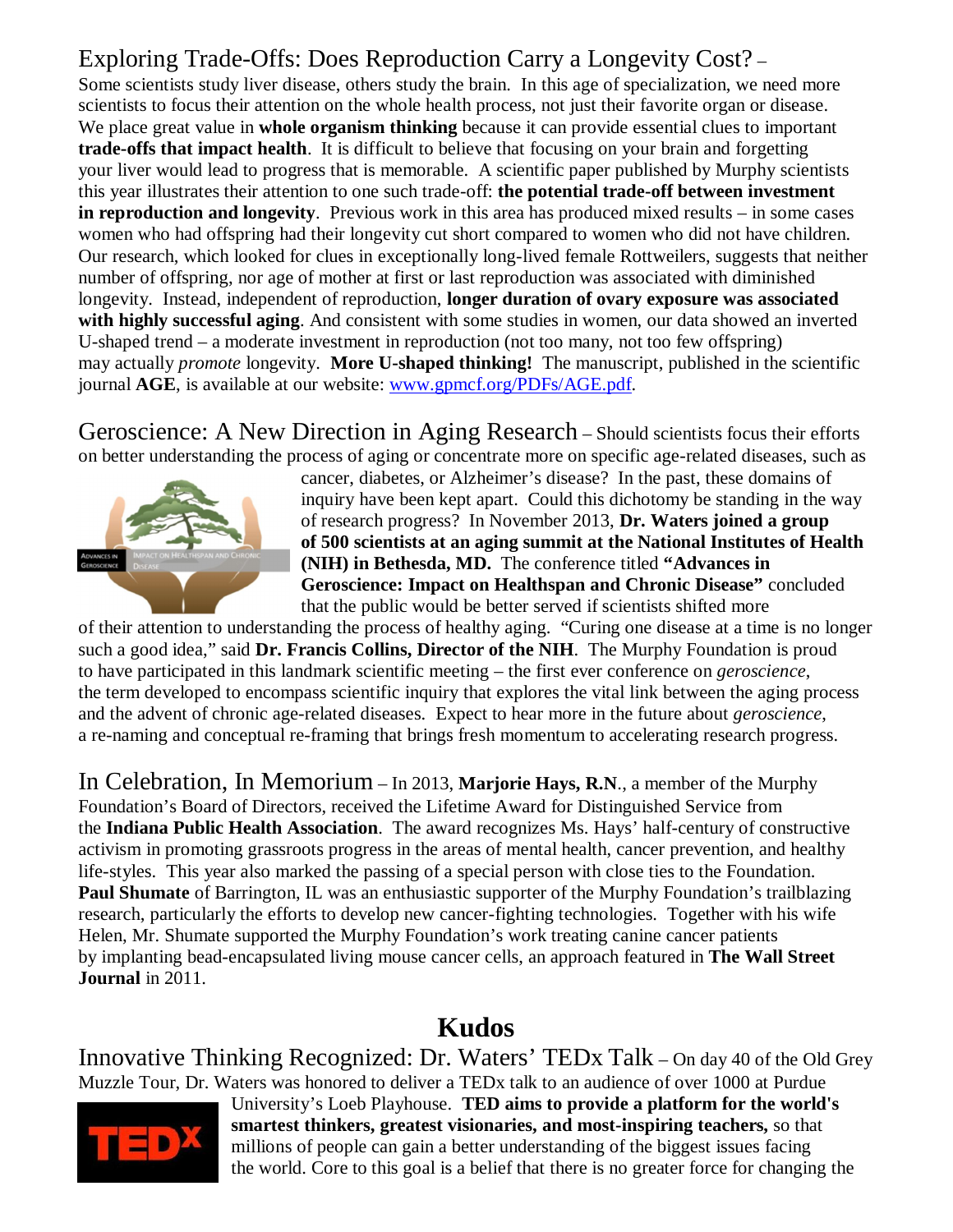## Exploring Trade-Offs: Does Reproduction Carry a Longevity Cost? –

Some scientists study liver disease, others study the brain. In this age of specialization, we need more scientists to focus their attention on the whole health process, not just their favorite organ or disease. We place great value in **whole organism thinking** because it can provide essential clues to important **trade-offs that impact health**. It is difficult to believe that focusing on your brain and forgetting your liver would lead to progress that is memorable. A scientific paper published by Murphy scientists this year illustrates their attention to one such trade-off: **the potential trade-off between investment in reproduction and longevity**. Previous work in this area has produced mixed results – in some cases women who had offspring had their longevity cut short compared to women who did not have children. Our research, which looked for clues in exceptionally long-lived female Rottweilers, suggests that neither number of offspring, nor age of mother at first or last reproduction was associated with diminished longevity. Instead, independent of reproduction, **longer duration of ovary exposure was associated with highly successful aging**. And consistent with some studies in women, our data showed an inverted U-shaped trend – a moderate investment in reproduction (not too many, not too few offspring) may actually *promote* longevity. **More U-shaped thinking!** The manuscript, published in the scientific journal **AGE**, is available at our website: [www.gpmcf.org/PDFs/AGE.pdf](http://www.gpmcf.org/PDFs/AGE.pdf).

## Geroscience: A New Direction in Aging Research

– Should scientists focus their efforts on better understanding the process of aging or concentrate more on specific age-related diseases, such as cancer, diabetes, or Alzheimer's disease? In the past, these domains of inquiry have been kept apart. Could this dichotomy be standing in the way of research progress? In November 2013, **Dr. Waters joined a group of 500 scientists at an aging summit at the National Institutes of Health (NIH) in Bethesda, MD.** The conference titled **"Advances in Geroscience: Impact on Healthspan and Chronic Disease"** concluded that the public would be better served if scientists shifted more of their attention to understanding the process of healthy aging. "Curing one disease at a time is no longer such a good idea," said **Dr. Francis Collins, Director of the NIH**. The Murphy Foundation is proud to have participated in this landmark scientific meeting – the first ever conference on *geroscience*, the term developed to encompass scientific inquiry that explores the vital link between the aging process and the advent of chronic age-related diseases. Expect to hear more in the future about *geroscience*, a re-naming and conceptual re-framing that brings fresh momentum to accelerating research progress.

## In Celebration, In Memorium

– In 2013, **Marjorie Hays, R.N**., a member of the Murphy Foundation's Board of Directors, received the Lifetime Award for Distinguished Service from the **Indiana Public Health Association**. The award recognizes Ms. Hays' half-century of constructive activism in promoting grassroots progress in the areas of mental health, cancer prevention, and healthy life-styles. This year also marked the passing of a special person with close ties to the Foundation. **Paul Shumate** of Barrington, IL was an enthusiastic supporter of the Murphy Foundation's trailblazing research, particularly the efforts to develop new cancer-fighting technologies. Together with his wife Helen, Mr. Shumate supported the Murphy Foundation's work treating canine cancer patients by implanting bead-encapsulated living mouse cancer cells, an approach featured in **The Wall Street Journal** in 2011.

# Kudos

## Innovative Thinking Recognized: Dr. Waters' TEDx Talk

– On day 40 of the Old Grey Muzzle Tour, Dr. Waters was honored to deliver a TEDx talk to an audience of over 1000 at Purdue University's Loeb Playhouse. **TED aims to provide a platform for the world's smartest thinkers, greatest visionaries, and most-inspiring teachers,** so that millions of people can gain a better understanding of the biggest issues facing the world. Core to this goal is a belief that there is no greater force for changing the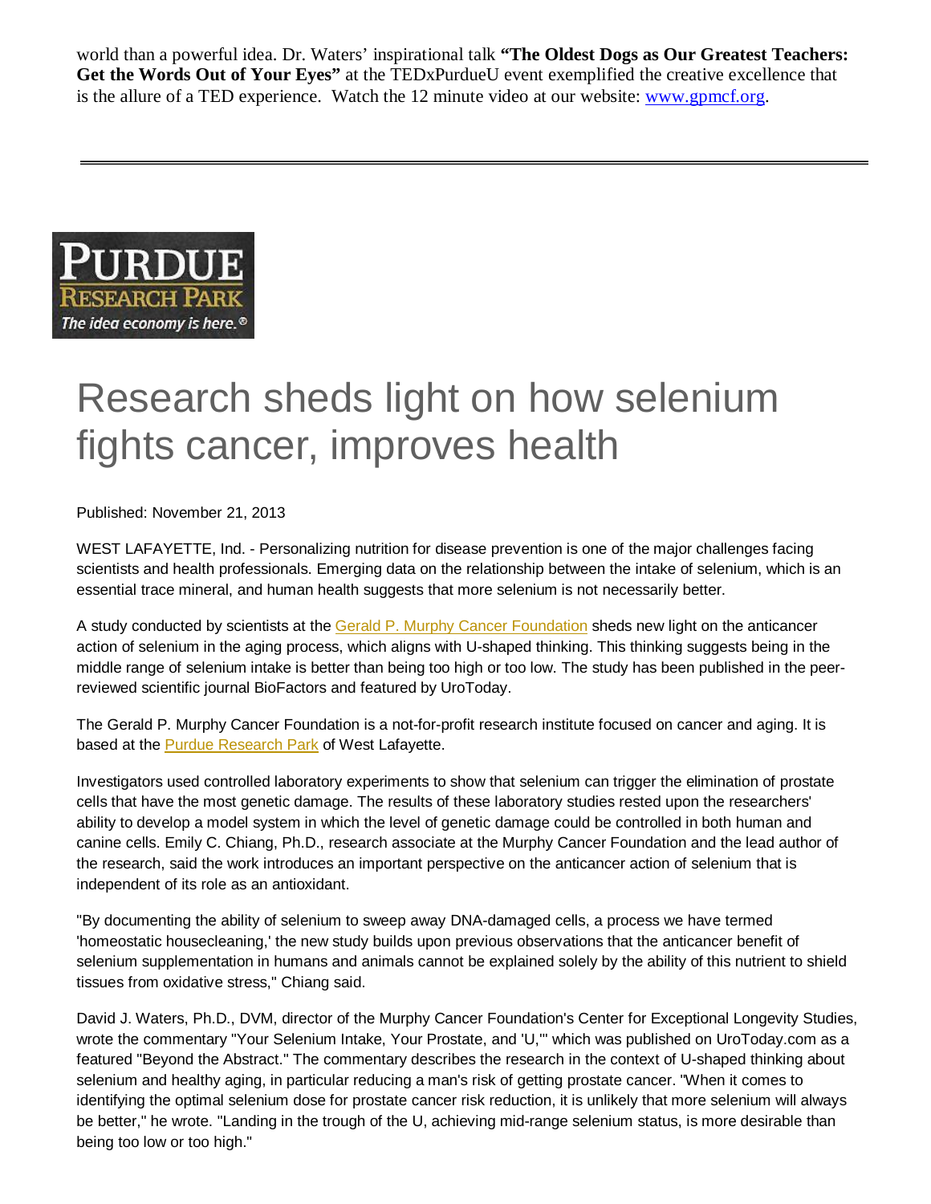world than a powerful idea. Dr. Waters' inspirational talk **"The Oldest Dogs as Our Greatest Teachers: Get the Words Out of Your Eyes"** at the TEDxPurdueU event exemplified the creative excellence that is the allure of a TED experience. Watch the 12 minute video at our website: [www.gpmcf.org](www.gpmcf.org).

---

PURDUE RESEARCH PARK
*The idea economy is here.®*

# Research sheds light on how selenium fights cancer, improves health

Published: November 21, 2013

WEST LAFAYETTE, Ind. - Personalizing nutrition for disease prevention is one of the major challenges facing scientists and health professionals. Emerging data on the relationship between the intake of selenium, which is an essential trace mineral, and human health suggests that more selenium is not necessarily better.

A study conducted by scientists at the Gerald P. Murphy Cancer Foundation sheds new light on the anticancer action of selenium in the aging process, which aligns with U-shaped thinking. This thinking suggests being in the middle range of selenium intake is better than being too high or too low. The study has been published in the peer-reviewed scientific journal BioFactors and featured by UroToday.

The Gerald P. Murphy Cancer Foundation is a not-for-profit research institute focused on cancer and aging. It is based at the Purdue Research Park of West Lafayette.

Investigators used controlled laboratory experiments to show that selenium can trigger the elimination of prostate cells that have the most genetic damage. The results of these laboratory studies rested upon the researchers' ability to develop a model system in which the level of genetic damage could be controlled in both human and canine cells. Emily C. Chiang, Ph.D., research associate at the Murphy Cancer Foundation and the lead author of the research, said the work introduces an important perspective on the anticancer action of selenium that is independent of its role as an antioxidant.

"By documenting the ability of selenium to sweep away DNA-damaged cells, a process we have termed 'homeostatic housecleaning,' the new study builds upon previous observations that the anticancer benefit of selenium supplementation in humans and animals cannot be explained solely by the ability of this nutrient to shield tissues from oxidative stress," Chiang said.

David J. Waters, Ph.D., DVM, director of the Murphy Cancer Foundation's Center for Exceptional Longevity Studies, wrote the commentary "Your Selenium Intake, Your Prostate, and 'U,'" which was published on UroToday.com as a featured "Beyond the Abstract." The commentary describes the research in the context of U-shaped thinking about selenium and healthy aging, in particular reducing a man's risk of getting prostate cancer. "When it comes to identifying the optimal selenium dose for prostate cancer risk reduction, it is unlikely that more selenium will always be better," he wrote. "Landing in the trough of the U, achieving mid-range selenium status, is more desirable than being too low or too high."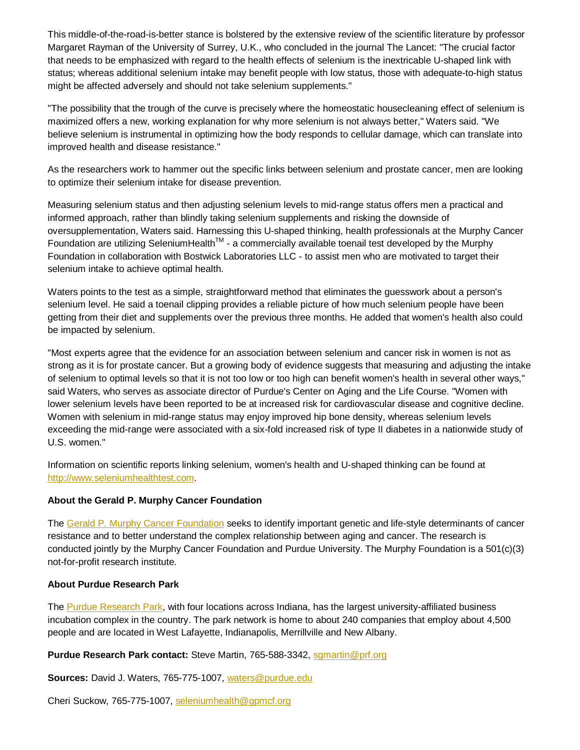This middle-of-the-road-is-better stance is bolstered by the extensive review of the scientific literature by professor Margaret Rayman of the University of Surrey, U.K., who concluded in the journal The Lancet: "The crucial factor that needs to be emphasized with regard to the health effects of selenium is the inextricable U-shaped link with status; whereas additional selenium intake may benefit people with low status, those with adequate-to-high status might be affected adversely and should not take selenium supplements."

"The possibility that the trough of the curve is precisely where the homeostatic housecleaning effect of selenium is maximized offers a new, working explanation for why more selenium is not always better," Waters said. "We believe selenium is instrumental in optimizing how the body responds to cellular damage, which can translate into improved health and disease resistance."

As the researchers work to hammer out the specific links between selenium and prostate cancer, men are looking to optimize their selenium intake for disease prevention.

Measuring selenium status and then adjusting selenium levels to mid-range status offers men a practical and informed approach, rather than blindly taking selenium supplements and risking the downside of oversupplementation, Waters said. Harnessing this U-shaped thinking, health professionals at the Murphy Cancer Foundation are utilizing SeleniumHealth™ - a commercially available toenail test developed by the Murphy Foundation in collaboration with Bostwick Laboratories LLC - to assist men who are motivated to target their selenium intake to achieve optimal health.

Waters points to the test as a simple, straightforward method that eliminates the guesswork about a person's selenium level. He said a toenail clipping provides a reliable picture of how much selenium people have been getting from their diet and supplements over the previous three months. He added that women's health also could be impacted by selenium.

"Most experts agree that the evidence for an association between selenium and cancer risk in women is not as strong as it is for prostate cancer. But a growing body of evidence suggests that measuring and adjusting the intake of selenium to optimal levels so that it is not too low or too high can benefit women's health in several other ways," said Waters, who serves as associate director of Purdue's Center on Aging and the Life Course. "Women with lower selenium levels have been reported to be at increased risk for cardiovascular disease and cognitive decline. Women with selenium in mid-range status may enjoy improved hip bone density, whereas selenium levels exceeding the mid-range were associated with a six-fold increased risk of type II diabetes in a nationwide study of U.S. women."

Information on scientific reports linking selenium, women's health and U-shaped thinking can be found at http://www.seleniumhealthtest.com.

**About the Gerald P. Murphy Cancer Foundation**

The Gerald P. Murphy Cancer Foundation seeks to identify important genetic and life-style determinants of cancer resistance and to better understand the complex relationship between aging and cancer. The research is conducted jointly by the Murphy Cancer Foundation and Purdue University. The Murphy Foundation is a 501(c)(3) not-for-profit research institute.

**About Purdue Research Park**

The Purdue Research Park, with four locations across Indiana, has the largest university-affiliated business incubation complex in the country. The park network is home to about 240 companies that employ about 4,500 people and are located in West Lafayette, Indianapolis, Merrillville and New Albany.

**Purdue Research Park contact:** Steve Martin, 765-588-3342, sgmartin@prf.org

**Sources:** David J. Waters, 765-775-1007, waters@purdue.edu

Cheri Suckow, 765-775-1007, seleniumhealth@gpmcf.org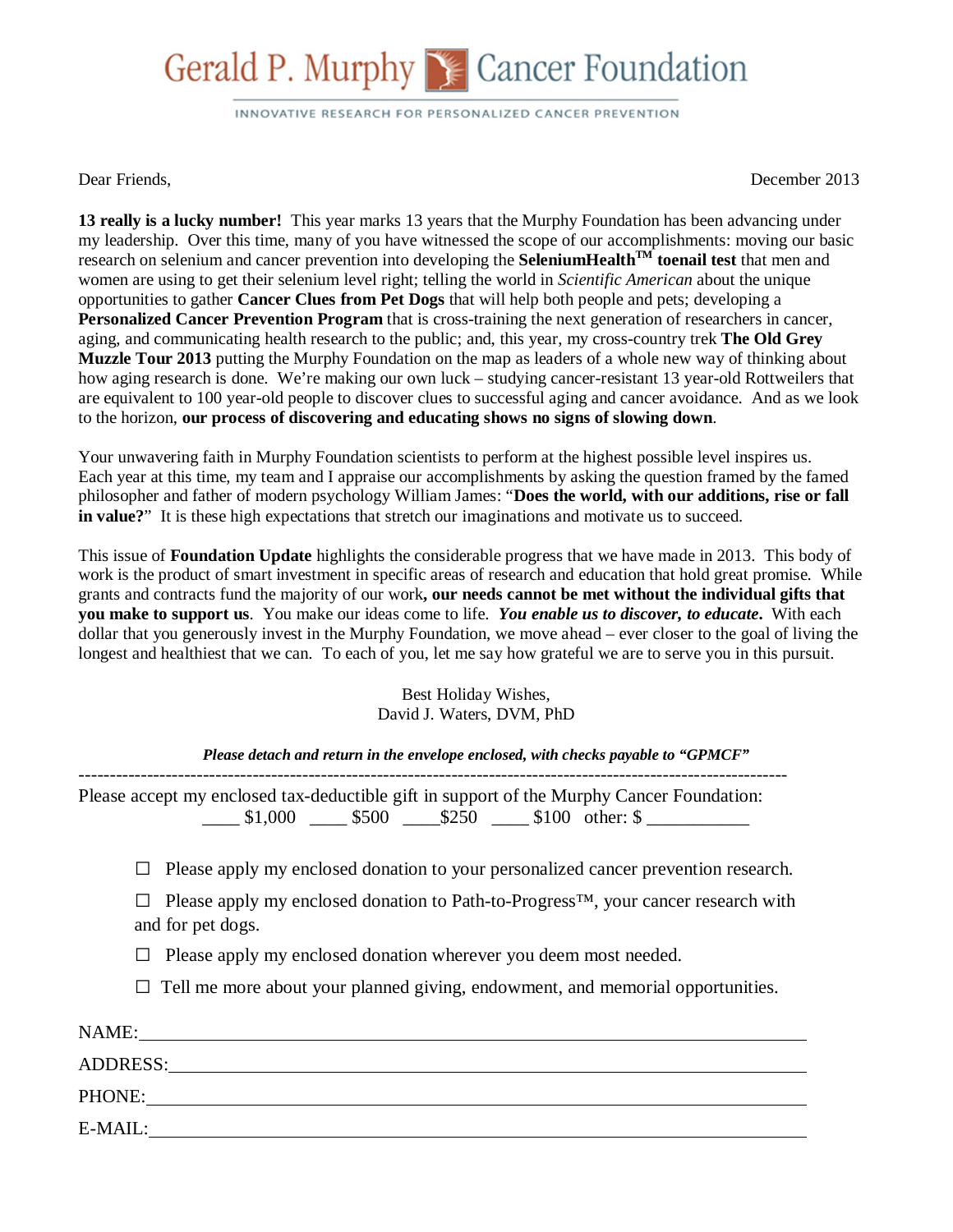# Gerald P. Murphy Cancer Foundation

INNOVATIVE RESEARCH FOR PERSONALIZED CANCER PREVENTION

Dear Friends,

December 2013

**13 really is a lucky number!** This year marks 13 years that the Murphy Foundation has been advancing under my leadership. Over this time, many of you have witnessed the scope of our accomplishments: moving our basic research on selenium and cancer prevention into developing the **SeleniumHealth™ toenail test** that men and women are using to get their selenium level right; telling the world in *Scientific American* about the unique opportunities to gather **Cancer Clues from Pet Dogs** that will help both people and pets; developing a **Personalized Cancer Prevention Program** that is cross-training the next generation of researchers in cancer, aging, and communicating health research to the public; and, this year, my cross-country trek **The Old Grey Muzzle Tour 2013** putting the Murphy Foundation on the map as leaders of a whole new way of thinking about how aging research is done. We're making our own luck – studying cancer-resistant 13 year-old Rottweilers that are equivalent to 100 year-old people to discover clues to successful aging and cancer avoidance. And as we look to the horizon, **our process of discovering and educating shows no signs of slowing down**.

Your unwavering faith in Murphy Foundation scientists to perform at the highest possible level inspires us. Each year at this time, my team and I appraise our accomplishments by asking the question framed by the famed philosopher and father of modern psychology William James: "**Does the world, with our additions, rise or fall in value?**" It is these high expectations that stretch our imaginations and motivate us to succeed.

This issue of **Foundation Update** highlights the considerable progress that we have made in 2013. This body of work is the product of smart investment in specific areas of research and education that hold great promise. While grants and contracts fund the majority of our work**, our needs cannot be met without the individual gifts that you make to support us**. You make our ideas come to life. ***You enable us to discover, to educate***. With each dollar that you generously invest in the Murphy Foundation, we move ahead – ever closer to the goal of living the longest and healthiest that we can. To each of you, let me say how grateful we are to serve you in this pursuit.

Best Holiday Wishes,
David J. Waters, DVM, PhD

***Please detach and return in the envelope enclosed, with checks payable to "GPMCF"***

---

Please accept my enclosed tax-deductible gift in support of the Murphy Cancer Foundation:

____ $1,000 ____ $500 ____$250 ____ $100 other: $ ___________

☐ Please apply my enclosed donation to your personalized cancer prevention research.

☐ Please apply my enclosed donation to Path-to-Progress™, your cancer research with and for pet dogs.

☐ Please apply my enclosed donation wherever you deem most needed.

☐ Tell me more about your planned giving, endowment, and memorial opportunities.

NAME: ______________________________

ADDRESS: ______________________________

PHONE: ______________________________

E-MAIL: ______________________________